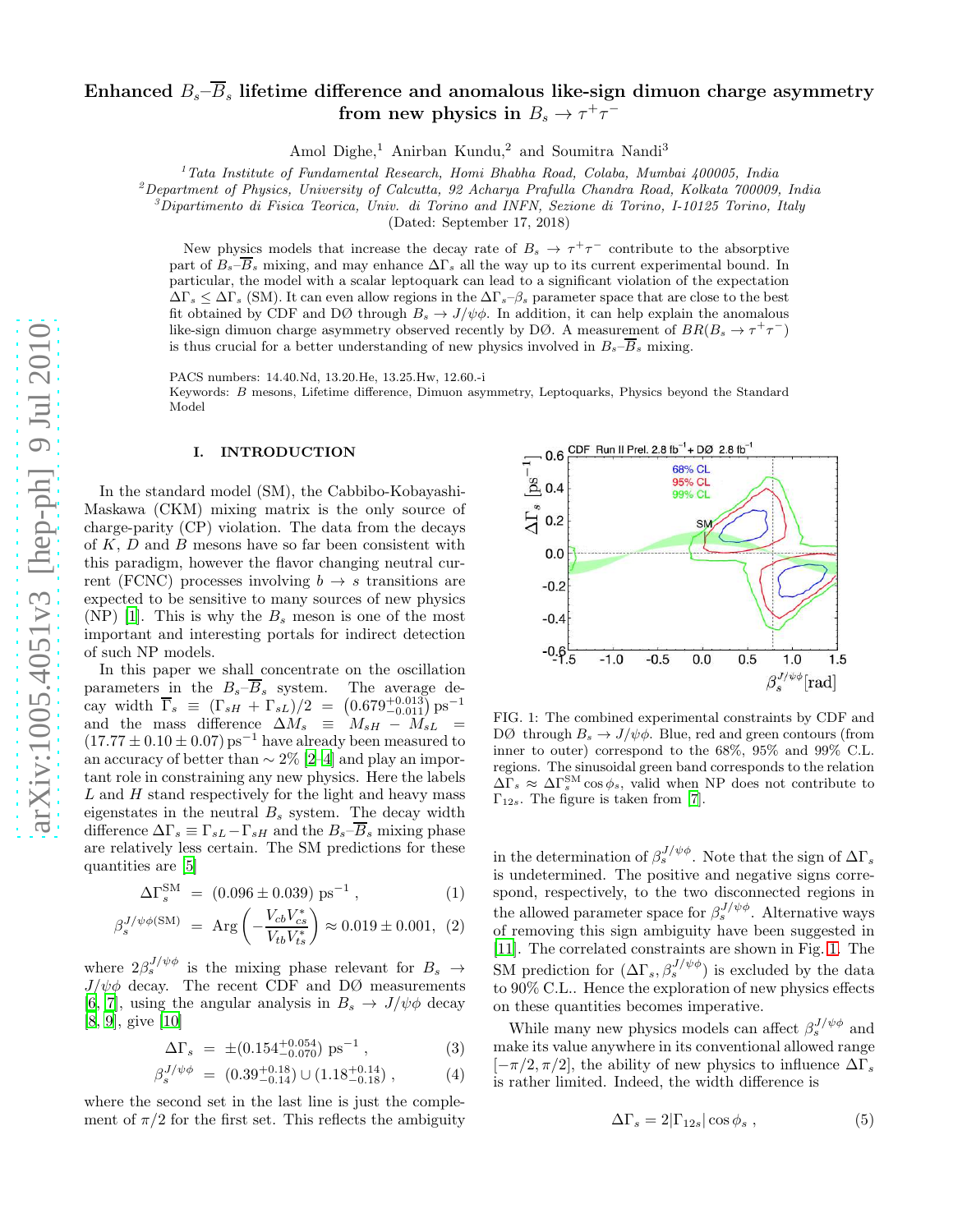# Enhanced $B_s$–$\overline{B}_s$ lifetime difference and anomalous like-sign dimuon charge asymmetry from new physics in $B_s \to \tau^+\tau^-$

Amol Dighe,[1] Anirban Kundu,[2] and Soumitra Nandi[3]

[1] *Tata Institute of Fundamental Research, Homi Bhabha Road, Colaba, Mumbai 400005, India*
[2] *Department of Physics, University of Calcutta, 92 Acharya Prafulla Chandra Road, Kolkata 700009, India*
[3] *Dipartimento di Fisica Teorica, Univ. di Torino and INFN, Sezione di Torino, I-10125 Torino, Italy*

(Dated: September 17, 2018)

New physics models that increase the decay rate of $B_s \to \tau^+\tau^-$ contribute to the absorptive part of $B_s$–$\overline{B}_s$ mixing, and may enhance $\Delta\Gamma_s$ all the way up to its current experimental bound. In particular, the model with a scalar leptoquark can lead to a significant violation of the expectation $\Delta\Gamma_s \le \Delta\Gamma_s$ (SM). It can even allow regions in the $\Delta\Gamma_s$–$\beta_s$ parameter space that are close to the best fit obtained by CDF and DØ through $B_s \to J/\psi\phi$. In addition, it can help explain the anomalous like-sign dimuon charge asymmetry observed recently by DØ. A measurement of $BR(B_s \to \tau^+\tau^-)$ is thus crucial for a better understanding of new physics involved in $B_s$–$\overline{B}_s$ mixing.

PACS numbers: 14.40.Nd, 13.20.He, 13.25.Hw, 12.60.-i
Keywords: $B$ mesons, Lifetime difference, Dimuon asymmetry, Leptoquarks, Physics beyond the Standard Model

## I. INTRODUCTION

In the standard model (SM), the Cabbibo-Kobayashi-Maskawa (CKM) mixing matrix is the only source of charge-parity (CP) violation. The data from the decays of $K$, $D$ and $B$ mesons have so far been consistent with this paradigm, however the flavor changing neutral current (FCNC) processes involving $b \to s$ transitions are expected to be sensitive to many sources of new physics (NP) [1]. This is why the $B_s$ meson is one of the most important and interesting portals for indirect detection of such NP models.

In this paper we shall concentrate on the oscillation parameters in the $B_s$–$\overline{B}_s$ system. The average decay width $\overline{\Gamma}_s \equiv (\Gamma_{sH} + \Gamma_{sL})/2 = \left(0.679^{+0.013}_{-0.011}\right)\,\text{ps}^{-1}$ and the mass difference $\Delta M_s \equiv M_{sH} - M_{sL} = (17.77 \pm 0.10 \pm 0.07)\,\text{ps}^{-1}$ have already been measured to an accuracy of better than 2% [2–4] and play an important role in constraining any new physics. Here the labels $L$ and $H$ stand respectively for the light and heavy mass eigenstates in the neutral $B_s$ system. The decay width difference $\Delta\Gamma_s \equiv \Gamma_{sL} - \Gamma_{sH}$ and the $B_s$–$\overline{B}_s$ mixing phase are relatively less certain. The SM predictions for these quantities are [5]

$$\Delta\Gamma_s^{\text{SM}} = (0.096 \pm 0.039)\,\text{ps}^{-1}\,, \tag{1}$$

$$\beta_s^{J/\psi\phi(\text{SM})} = \text{Arg}\left(-\frac{V_{cb}V_{cs}^*}{V_{tb}V_{ts}^*}\right) \approx 0.019 \pm 0.001, \tag{2}$$

where $2\beta_s^{J/\psi\phi}$ is the mixing phase relevant for $B_s \to J/\psi\phi$ decay. The recent CDF and DØ measurements [6, 7], using the angular analysis in $B_s \to J/\psi\phi$ decay [8, 9], give [10]

$$\Delta\Gamma_s = \pm\left(0.154^{+0.054}_{-0.070}\right)\,\text{ps}^{-1}\,, \tag{3}$$

$$\beta_s^{J/\psi\phi} = \left(0.39^{+0.18}_{-0.14}\right) \cup \left(1.18^{+0.14}_{-0.18}\right)\,, \tag{4}$$

where the second set in the last line is just the complement of $\pi/2$ for the first set. This reflects the ambiguity in the determination of $\beta_s^{J/\psi\phi}$. Note that the sign of $\Delta\Gamma_s$ is undetermined. The positive and negative signs correspond, respectively, to the two disconnected regions in the allowed parameter space for $\beta_s^{J/\psi\phi}$. Alternative ways of removing this sign ambiguity have been suggested in [11]. The correlated constraints are shown in Fig. 1. The SM prediction for $(\Delta\Gamma_s, \beta_s^{J/\psi\phi})$ is excluded by the data to 90% C.L.. Hence the exploration of new physics effects on these quantities becomes imperative.

FIG. 1: The combined experimental constraints by CDF and DØ through $B_s \to J/\psi\phi$. Blue, red and green contours (from inner to outer) correspond to the 68%, 95% and 99% C.L. regions. The sinusoidal green band corresponds to the relation $\Delta\Gamma_s \approx \Delta\Gamma_s^{\text{SM}} \cos\phi_s$, valid when NP does not contribute to $\Gamma_{12s}$. The figure is taken from [7].

While many new physics models can affect $\beta_s^{J/\psi\phi}$ and make its value anywhere in its conventional allowed range $[-\pi/2, \pi/2]$, the ability of new physics to influence $\Delta\Gamma_s$ is rather limited. Indeed, the width difference is

$$\Delta\Gamma_s = 2|\Gamma_{12s}|\cos\phi_s\,, \tag{5}$$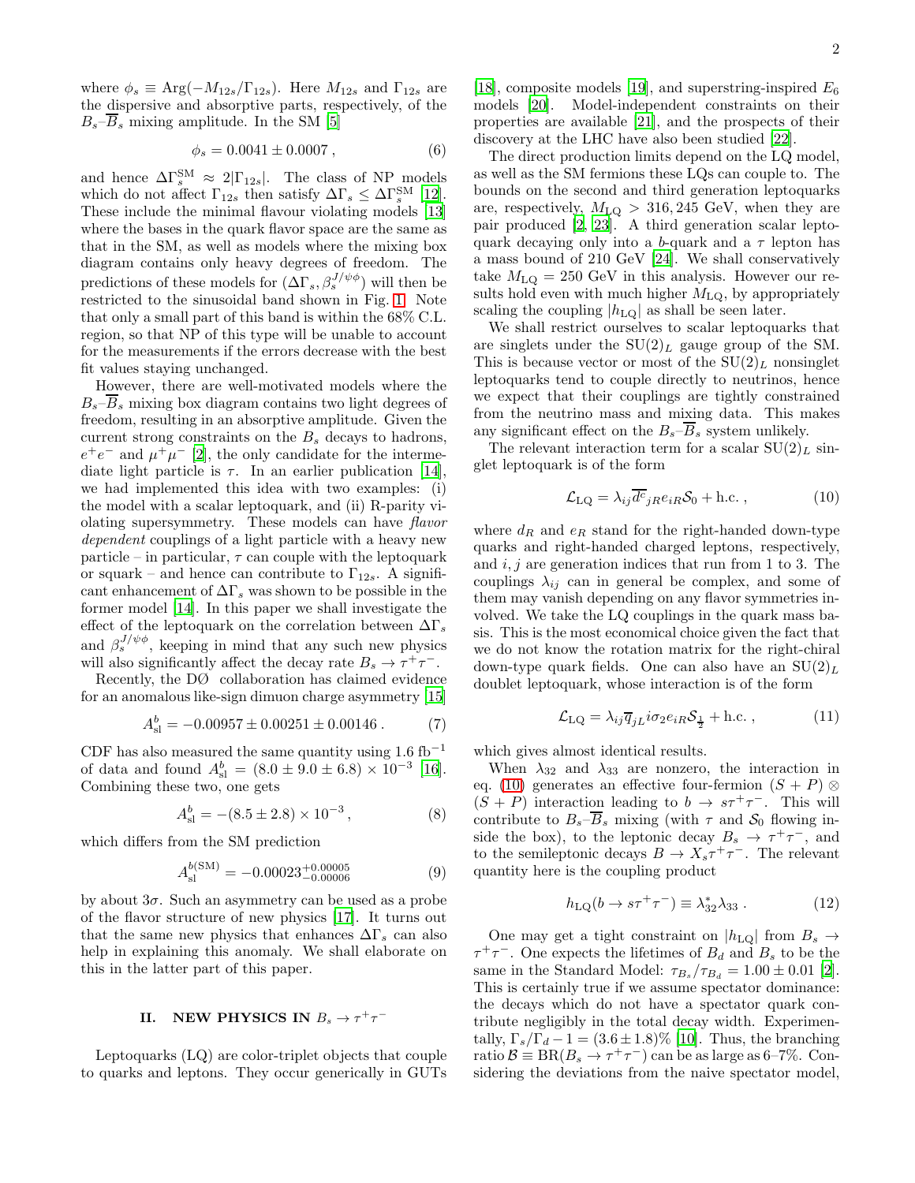where $\phi_s \equiv \text{Arg}(-M_{12s}/\Gamma_{12s})$. Here $M_{12s}$ and $\Gamma_{12s}$ are the dispersive and absorptive parts, respectively, of the $B_s$–$\overline{B}_s$ mixing amplitude. In the SM [5]

$$\phi_s = 0.0041 \pm 0.0007 \,, \tag{6}$$

and hence $\Delta\Gamma_s^{\rm SM} \approx 2|\Gamma_{12s}|$. The class of NP models which do not affect $\Gamma_{12s}$ then satisfy $\Delta\Gamma_s \leq \Delta\Gamma_s^{\rm SM}$ [12]. These include the minimal flavour violating models [13] where the bases in the quark flavor space are the same as that in the SM, as well as models where the mixing box diagram contains only heavy degrees of freedom. The predictions of these models for $(\Delta\Gamma_s, \beta_s^{J/\psi\phi})$ will then be restricted to the sinusoidal band shown in Fig. 1. Note that only a small part of this band is within the 68% C.L. region, so that NP of this type will be unable to account for the measurements if the errors decrease with the best fit values staying unchanged.

However, there are well-motivated models where the $B_s$–$\overline{B}_s$ mixing box diagram contains two light degrees of freedom, resulting in an absorptive amplitude. Given the current strong constraints on the $B_s$ decays to hadrons, $e^+e^-$ and $\mu^+\mu^-$ [2], the only candidate for the intermediate light particle is $\tau$. In an earlier publication [14], we had implemented this idea with two examples: (i) the model with a scalar leptoquark, and (ii) R-parity violating supersymmetry. These models can have *flavor dependent* couplings of a light particle with a heavy new particle – in particular, $\tau$ can couple with the leptoquark or squark – and hence can contribute to $\Gamma_{12s}$. A significant enhancement of $\Delta\Gamma_s$ was shown to be possible in the former model [14]. In this paper we shall investigate the effect of the leptoquark on the correlation between $\Delta\Gamma_s$ and $\beta_s^{J/\psi\phi}$, keeping in mind that any such new physics will also significantly affect the decay rate $B_s \to \tau^+\tau^-$.

Recently, the DØ collaboration has claimed evidence for an anomalous like-sign dimuon charge asymmetry [15]

$$A_{\rm sl}^b = -0.00957 \pm 0.00251 \pm 0.00146 \,. \tag{7}$$

CDF has also measured the same quantity using 1.6 fb$^{-1}$ of data and found $A_{\rm sl}^b = (8.0 \pm 9.0 \pm 6.8) \times 10^{-3}$ [16]. Combining these two, one gets

$$A_{\rm sl}^b = -(8.5 \pm 2.8) \times 10^{-3} \,, \tag{8}$$

which differs from the SM prediction

$$A_{\rm sl}^{b({\rm SM})} = -0.00023^{+0.00005}_{-0.00006} \tag{9}$$

by about $3\sigma$. Such an asymmetry can be used as a probe of the flavor structure of new physics [17]. It turns out that the same new physics that enhances $\Delta\Gamma_s$ can also help in explaining this anomaly. We shall elaborate on this in the latter part of this paper.

## II. NEW PHYSICS IN $B_s \to \tau^+\tau^-$

Leptoquarks (LQ) are color-triplet objects that couple to quarks and leptons. They occur generically in GUTs [18], composite models [19], and superstring-inspired $E_6$ models [20]. Model-independent constraints on their properties are available [21], and the prospects of their discovery at the LHC have also been studied [22].

The direct production limits depend on the LQ model, as well as the SM fermions these LQs can couple to. The bounds on the second and third generation leptoquarks are, respectively, $M_{\rm LQ} > 316, 245$ GeV, when they are pair produced [2, 23]. A third generation scalar leptoquark decaying only into a $b$-quark and a $\tau$ lepton has a mass bound of 210 GeV [24]. We shall conservatively take $M_{\rm LQ} = 250$ GeV in this analysis. However our results hold even with much higher $M_{\rm LQ}$, by appropriately scaling the coupling $|h_{\rm LQ}|$ as shall be seen later.

We shall restrict ourselves to scalar leptoquarks that are singlets under the SU(2)$_L$ gauge group of the SM. This is because vector or most of the SU(2)$_L$ nonsinglet leptoquarks tend to couple directly to neutrinos, hence we expect that their couplings are tightly constrained from the neutrino mass and mixing data. This makes any significant effect on the $B_s$–$\overline{B}_s$ system unlikely.

The relevant interaction term for a scalar SU(2)$_L$ singlet leptoquark is of the form

$$\mathcal{L}_{\rm LQ} = \lambda_{ij} \overline{d^c}_{jR} e_{iR} \mathcal{S}_0 + \text{h.c.} \,, \tag{10}$$

where $d_R$ and $e_R$ stand for the right-handed down-type quarks and right-handed charged leptons, respectively, and $i, j$ are generation indices that run from 1 to 3. The couplings $\lambda_{ij}$ can in general be complex, and some of them may vanish depending on any flavor symmetries involved. We take the LQ couplings in the quark mass basis. This is the most economical choice given the fact that we do not know the rotation matrix for the right-chiral down-type quark fields. One can also have an SU(2)$_L$ doublet leptoquark, whose interaction is of the form

$$\mathcal{L}_{\rm LQ} = \lambda_{ij} \overline{q}_{jL} i\sigma_2 e_{iR} \mathcal{S}_{\frac{1}{2}} + \text{h.c.} \,, \tag{11}$$

which gives almost identical results.

When $\lambda_{32}$ and $\lambda_{33}$ are nonzero, the interaction in eq. (10) generates an effective four-fermion $(S+P) \otimes (S+P)$ interaction leading to $b \to s\tau^+\tau^-$. This will contribute to $B_s$–$\overline{B}_s$ mixing (with $\tau$ and $\mathcal{S}_0$ flowing inside the box), to the leptonic decay $B_s \to \tau^+\tau^-$, and to the semileptonic decays $B \to X_s\tau^+\tau^-$. The relevant quantity here is the coupling product

$$h_{\rm LQ}(b \to s\tau^+\tau^-) \equiv \lambda_{32}^* \lambda_{33} \,. \tag{12}$$

One may get a tight constraint on $|h_{\rm LQ}|$ from $B_s \to \tau^+\tau^-$. One expects the lifetimes of $B_d$ and $B_s$ to be the same in the Standard Model: $\tau_{B_s}/\tau_{B_d} = 1.00 \pm 0.01$ [2]. This is certainly true if we assume spectator dominance: the decays which do not have a spectator quark contribute negligibly in the total decay width. Experimentally, $\Gamma_s/\Gamma_d - 1 = (3.6 \pm 1.8)\%$ [10]. Thus, the branching ratio $\mathcal{B} \equiv \text{BR}(B_s \to \tau^+\tau^-)$ can be as large as 6–7%. Considering the deviations from the naive spectator model,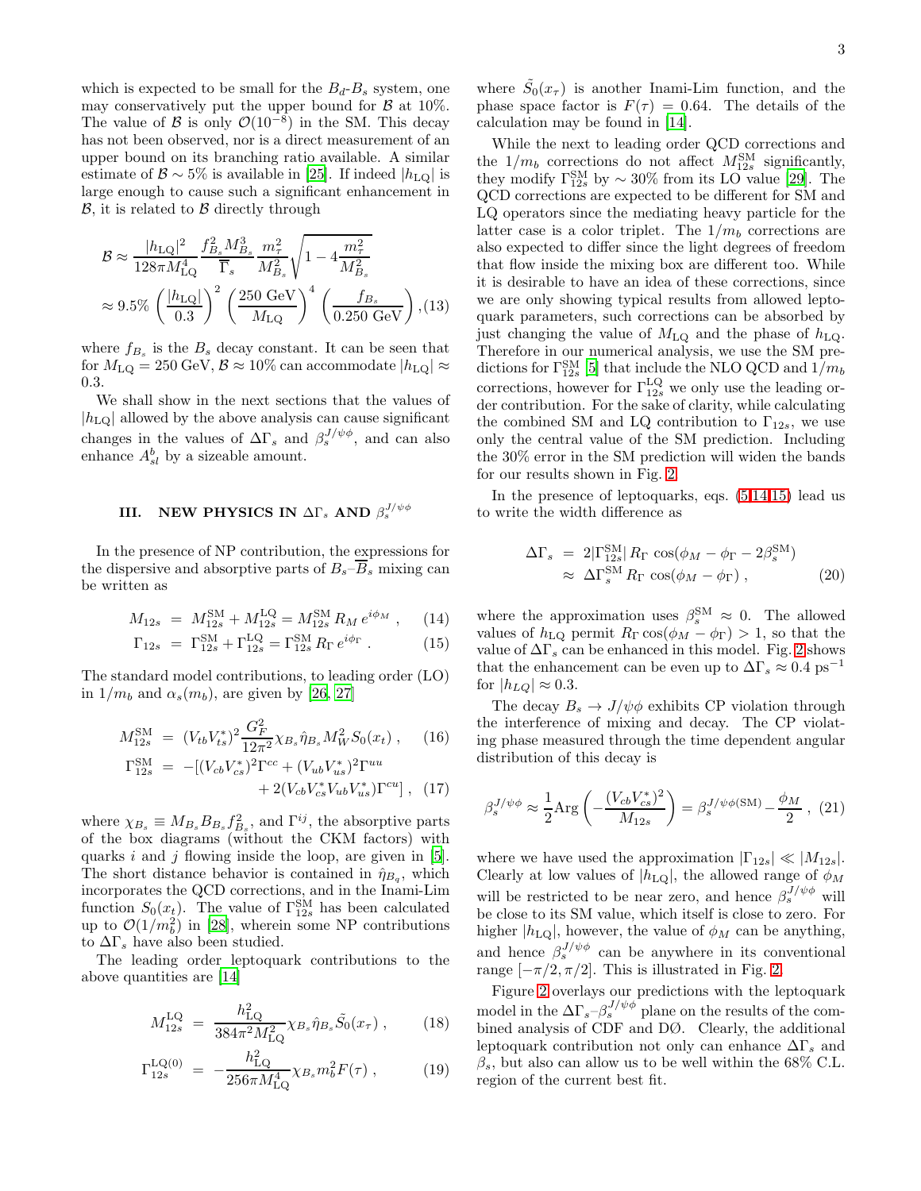which is expected to be small for the $B_d$-$B_s$ system, one may conservatively put the upper bound for $\mathcal{B}$ at 10%. The value of $\mathcal{B}$ is only $\mathcal{O}(10^{-8})$ in the SM. This decay has not been observed, nor is a direct measurement of an upper bound on its branching ratio available. A similar estimate of $\mathcal{B} \sim 5\%$ is available in [25]. If indeed $|h_{\rm LQ}|$ is large enough to cause such a significant enhancement in $\mathcal{B}$, it is related to $\mathcal{B}$ directly through

$$
\begin{aligned}
\mathcal{B} &\approx \frac{|h_{\rm LQ}|^2}{128\pi M_{\rm LQ}^4} \frac{f_{B_s}^2 M_{B_s}^3}{\overline{\Gamma}_s} \frac{m_\tau^2}{M_{B_s}^2} \sqrt{1 - 4\frac{m_\tau^2}{M_{B_s}^2}} \\
&\approx 9.5\% \left(\frac{|h_{\rm LQ}|}{0.3}\right)^2 \left(\frac{250~\text{GeV}}{M_{\rm LQ}}\right)^4 \left(\frac{f_{B_s}}{0.250~\text{GeV}}\right), \quad (13)
\end{aligned}
$$

where $f_{B_s}$ is the $B_s$ decay constant. It can be seen that for $M_{\rm LQ} = 250$ GeV, $\mathcal{B} \approx 10\%$ can accommodate $|h_{\rm LQ}| \approx 0.3$.

We shall show in the next sections that the values of $|h_{\rm LQ}|$ allowed by the above analysis can cause significant changes in the values of $\Delta\Gamma_s$ and $\beta_s^{J/\psi\phi}$, and can also enhance $A_{sl}^b$ by a sizeable amount.

## III. NEW PHYSICS IN $\Delta\Gamma_s$ AND $\beta_s^{J/\psi\phi}$

In the presence of NP contribution, the expressions for the dispersive and absorptive parts of $B_s$–$\overline{B}_s$ mixing can be written as

$$
M_{12s} = M_{12s}^{\rm SM} + M_{12s}^{\rm LQ} = M_{12s}^{\rm SM} R_M \, e^{i\phi_M} \,, \quad (14)
$$

$$
\Gamma_{12s} = \Gamma_{12s}^{\rm SM} + \Gamma_{12s}^{\rm LQ} = \Gamma_{12s}^{\rm SM} R_\Gamma \, e^{i\phi_\Gamma} \,. \quad (15)
$$

The standard model contributions, to leading order (LO) in $1/m_b$ and $\alpha_s(m_b)$, are given by [26, 27]

$$
M_{12s}^{\rm SM} = (V_{tb}V_{ts}^*)^2 \frac{G_F^2}{12\pi^2} \chi_{B_s} \hat{\eta}_{B_s} M_W^2 S_0(x_t) \,, \quad (16)
$$

$$
\begin{aligned}
\Gamma_{12s}^{\rm SM} = -[&(V_{cb}V_{cs}^*)^2 \Gamma^{cc} + (V_{ub}V_{us}^*)^2 \Gamma^{uu} \\
&+ 2(V_{cb}V_{cs}^* V_{ub}V_{us}^*) \Gamma^{cu}] \,, \quad (17)
\end{aligned}
$$

where $\chi_{B_s} \equiv M_{B_s} B_{B_s} f_{B_s}^2$, and $\Gamma^{ij}$, the absorptive parts of the box diagrams (without the CKM factors) with quarks $i$ and $j$ flowing inside the loop, are given in [5]. The short distance behavior is contained in $\hat{\eta}_{B_q}$, which incorporates the QCD corrections, and in the Inami-Lim function $S_0(x_t)$. The value of $\Gamma_{12s}^{\rm SM}$ has been calculated up to $\mathcal{O}(1/m_b^2)$ in [28], wherein some NP contributions to $\Delta\Gamma_s$ have also been studied.

The leading order leptoquark contributions to the above quantities are [14]

$$
M_{12s}^{\rm LQ} = \frac{h_{\rm LQ}^2}{384\pi^2 M_{\rm LQ}^2} \chi_{B_s} \hat{\eta}_{B_s} \tilde{S}_0(x_\tau) \,, \quad (18)
$$

$$
\Gamma_{12s}^{{\rm LQ}(0)} = -\frac{h_{\rm LQ}^2}{256\pi M_{\rm LQ}^4} \chi_{B_s} m_b^2 F(\tau) \,, \quad (19)
$$

where $\tilde{S}_0(x_\tau)$ is another Inami-Lim function, and the phase space factor is $F(\tau) = 0.64$. The details of the calculation may be found in [14].

While the next to leading order QCD corrections and the $1/m_b$ corrections do not affect $M_{12s}^{\rm SM}$ significantly, they modify $\Gamma_{12s}^{\rm SM}$ by $\sim 30\%$ from its LO value [29]. The QCD corrections are expected to be different for SM and LQ operators since the mediating heavy particle for the latter case is a color triplet. The $1/m_b$ corrections are also expected to differ since the light degrees of freedom that flow inside the mixing box are different too. While it is desirable to have an idea of these corrections, since we are only showing typical results from allowed leptoquark parameters, such corrections can be absorbed by just changing the value of $M_{\rm LQ}$ and the phase of $h_{\rm LQ}$. Therefore in our numerical analysis, we use the SM predictions for $\Gamma_{12s}^{\rm SM}$ [5] that include the NLO QCD and $1/m_b$ corrections, however for $\Gamma_{12s}^{\rm LQ}$ we only use the leading order contribution. For the sake of clarity, while calculating the combined SM and LQ contribution to $\Gamma_{12s}$, we use only the central value of the SM prediction. Including the 30% error in the SM prediction will widen the bands for our results shown in Fig. 2.

In the presence of leptoquarks, eqs. (5,14,15) lead us to write the width difference as

$$
\begin{aligned}
\Delta\Gamma_s &= 2|\Gamma_{12s}^{\rm SM}| \, R_\Gamma \, \cos(\phi_M - \phi_\Gamma - 2\beta_s^{\rm SM}) \\
&\approx \Delta\Gamma_s^{\rm SM} \, R_\Gamma \, \cos(\phi_M - \phi_\Gamma) \,, \quad (20)
\end{aligned}
$$

where the approximation uses $\beta_s^{\rm SM} \approx 0$. The allowed values of $h_{\rm LQ}$ permit $R_\Gamma \cos(\phi_M - \phi_\Gamma) > 1$, so that the value of $\Delta\Gamma_s$ can be enhanced in this model. Fig. 2 shows that the enhancement can be even up to $\Delta\Gamma_s \approx 0.4~\text{ps}^{-1}$ for $|h_{LQ}| \approx 0.3$.

The decay $B_s \to J/\psi\phi$ exhibits CP violation through the interference of mixing and decay. The CP violating phase measured through the time dependent angular distribution of this decay is

$$
\beta_s^{J/\psi\phi} \approx \frac{1}{2} {\rm Arg}\left(-\frac{(V_{cb}V_{cs}^*)^2}{M_{12s}}\right) = \beta_s^{J/\psi\phi({\rm SM})} - \frac{\phi_M}{2} \,, \quad (21)
$$

where we have used the approximation $|\Gamma_{12s}| \ll |M_{12s}|$. Clearly at low values of $|h_{\rm LQ}|$, the allowed range of $\phi_M$ will be restricted to be near zero, and hence $\beta_s^{J/\psi\phi}$ will be close to its SM value, which itself is close to zero. For higher $|h_{\rm LQ}|$, however, the value of $\phi_M$ can be anything, and hence $\beta_s^{J/\psi\phi}$ can be anywhere in its conventional range $[-\pi/2, \pi/2]$. This is illustrated in Fig. 2.

Figure 2 overlays our predictions with the leptoquark model in the $\Delta\Gamma_s$–$\beta_s^{J/\psi\phi}$ plane on the results of the combined analysis of CDF and DØ. Clearly, the additional leptoquark contribution not only can enhance $\Delta\Gamma_s$ and $\beta_s$, but also can allow us to be well within the 68% C.L. region of the current best fit.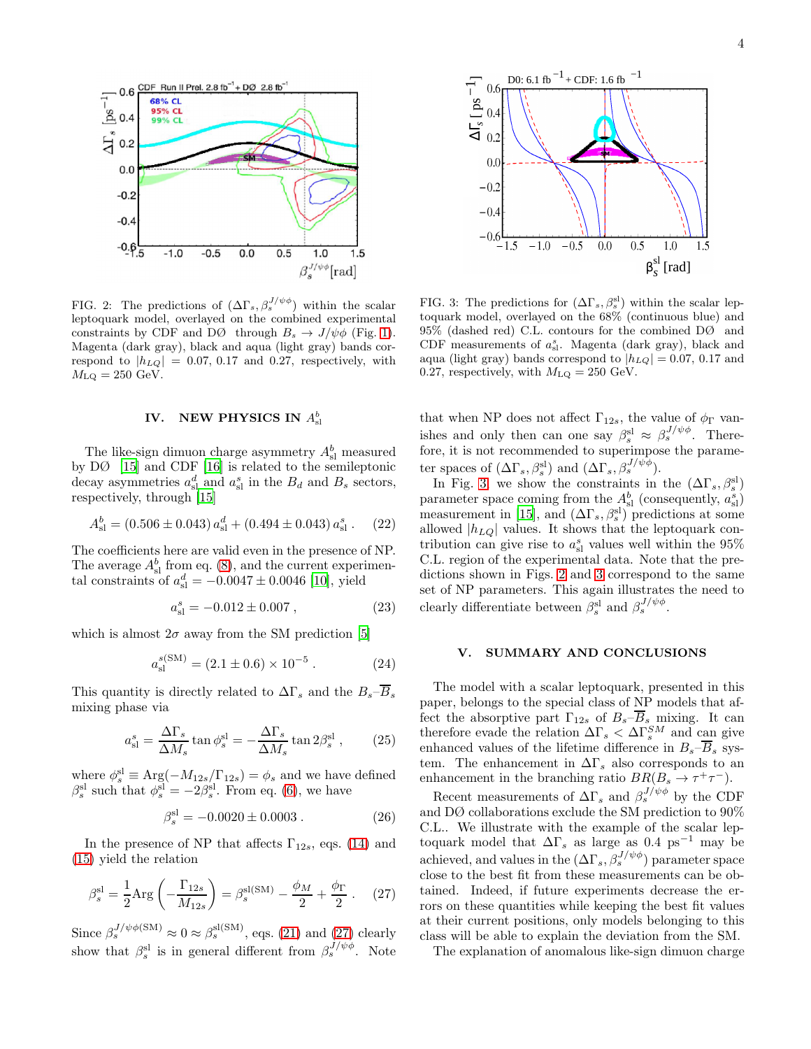FIG. 2: The predictions of $(\Delta\Gamma_s, \beta_s^{J/\psi\phi})$ within the scalar leptoquark model, overlayed on the combined experimental constraints by CDF and DØ through $B_s \to J/\psi\phi$ (Fig. 1). Magenta (dark gray), black and aqua (light gray) bands correspond to $|h_{LQ}| = 0.07$, 0.17 and 0.27, respectively, with $M_{\rm LQ} = 250$ GeV.

FIG. 3: The predictions for $(\Delta\Gamma_s, \beta_s^{\rm sl})$ within the scalar leptoquark model, overlayed on the 68% (continuous blue) and 95% (dashed red) C.L. contours for the combined DØ and CDF measurements of $a_{\rm sl}^s$. Magenta (dark gray), black and aqua (light gray) bands correspond to $|h_{LQ}| = 0.07$, 0.17 and 0.27, respectively, with $M_{\rm LQ} = 250$ GeV.

## IV. NEW PHYSICS IN $A_{\rm sl}^b$

The like-sign dimuon charge asymmetry $A_{\rm sl}^b$ measured by DØ [15] and CDF [16] is related to the semileptonic decay asymmetries $a_{\rm sl}^d$ and $a_{\rm sl}^s$ in the $B_d$ and $B_s$ sectors, respectively, through [15]

$$A_{\rm sl}^b = (0.506 \pm 0.043)\, a_{\rm sl}^d + (0.494 \pm 0.043)\, a_{\rm sl}^s \,. \quad (22)$$

The coefficients here are valid even in the presence of NP. The average $A_{\rm sl}^b$ from eq. (8), and the current experimental constraints of $a_{\rm sl}^d = -0.0047 \pm 0.0046$ [10], yield

$$a_{\rm sl}^s = -0.012 \pm 0.007 \,, \quad (23)$$

which is almost $2\sigma$ away from the SM prediction [5]

$$a_{\rm sl}^{s({\rm SM})} = (2.1 \pm 0.6) \times 10^{-5} \,. \quad (24)$$

This quantity is directly related to $\Delta\Gamma_s$ and the $B_s$–$\overline{B}_s$ mixing phase via

$$a_{\rm sl}^s = \frac{\Delta\Gamma_s}{\Delta M_s} \tan\phi_s^{\rm sl} = -\frac{\Delta\Gamma_s}{\Delta M_s} \tan 2\beta_s^{\rm sl} \,, \quad (25)$$

where $\phi_s^{\rm sl} \equiv {\rm Arg}(-M_{12s}/\Gamma_{12s}) = \phi_s$ and we have defined $\beta_s^{\rm sl}$ such that $\phi_s^{\rm sl} = -2\beta_s^{\rm sl}$. From eq. (6), we have

$$\beta_s^{\rm sl} = -0.0020 \pm 0.0003 \,. \quad (26)$$

In the presence of NP that affects $\Gamma_{12s}$, eqs. (14) and (15) yield the relation

$$\beta_s^{\rm sl} = \frac{1}{2}{\rm Arg}\left(-\frac{\Gamma_{12s}}{M_{12s}}\right) = \beta_s^{\rm sl(SM)} - \frac{\phi_M}{2} + \frac{\phi_\Gamma}{2} \,. \quad (27)$$

Since $\beta_s^{J/\psi\phi({\rm SM})} \approx 0 \approx \beta_s^{\rm sl(SM)}$, eqs. (21) and (27) clearly show that $\beta_s^{\rm sl}$ is in general different from $\beta_s^{J/\psi\phi}$. Note that when NP does not affect $\Gamma_{12s}$, the value of $\phi_\Gamma$ vanishes and only then can one say $\beta_s^{\rm sl} \approx \beta_s^{J/\psi\phi}$. Therefore, it is not recommended to superimpose the parameter spaces of $(\Delta\Gamma_s, \beta_s^{\rm sl})$ and $(\Delta\Gamma_s, \beta_s^{J/\psi\phi})$.

In Fig. 3 we show the constraints in the $(\Delta\Gamma_s, \beta_s^{\rm sl})$ parameter space coming from the $A_{\rm sl}^b$ (consequently, $a_{\rm sl}^s$) measurement in [15], and $(\Delta\Gamma_s, \beta_s^{\rm sl})$ predictions at some allowed $|h_{LQ}|$ values. It shows that the leptoquark contribution can give rise to $a_{\rm sl}^s$ values well within the 95% C.L. region of the experimental data. Note that the predictions shown in Figs. 2 and 3 correspond to the same set of NP parameters. This again illustrates the need to clearly differentiate between $\beta_s^{\rm sl}$ and $\beta_s^{J/\psi\phi}$.

## V. SUMMARY AND CONCLUSIONS

The model with a scalar leptoquark, presented in this paper, belongs to the special class of NP models that affect the absorptive part $\Gamma_{12s}$ of $B_s$–$\overline{B}_s$ mixing. It can therefore evade the relation $\Delta\Gamma_s < \Delta\Gamma_s^{SM}$ and can give enhanced values of the lifetime difference in $B_s$–$\overline{B}_s$ system. The enhancement in $\Delta\Gamma_s$ also corresponds to an enhancement in the branching ratio $BR(B_s \to \tau^+\tau^-)$.

Recent measurements of $\Delta\Gamma_s$ and $\beta_s^{J/\psi\phi}$ by the CDF and DØ collaborations exclude the SM prediction to 90% C.L.. We illustrate with the example of the scalar leptoquark model that $\Delta\Gamma_s$ as large as 0.4 ps$^{-1}$ may be achieved, and values in the $(\Delta\Gamma_s, \beta_s^{J/\psi\phi})$ parameter space close to the best fit from these measurements can be obtained. Indeed, if future experiments decrease the errors on these quantities while keeping the best fit values at their current positions, only models belonging to this class will be able to explain the deviation from the SM.

The explanation of anomalous like-sign dimuon charge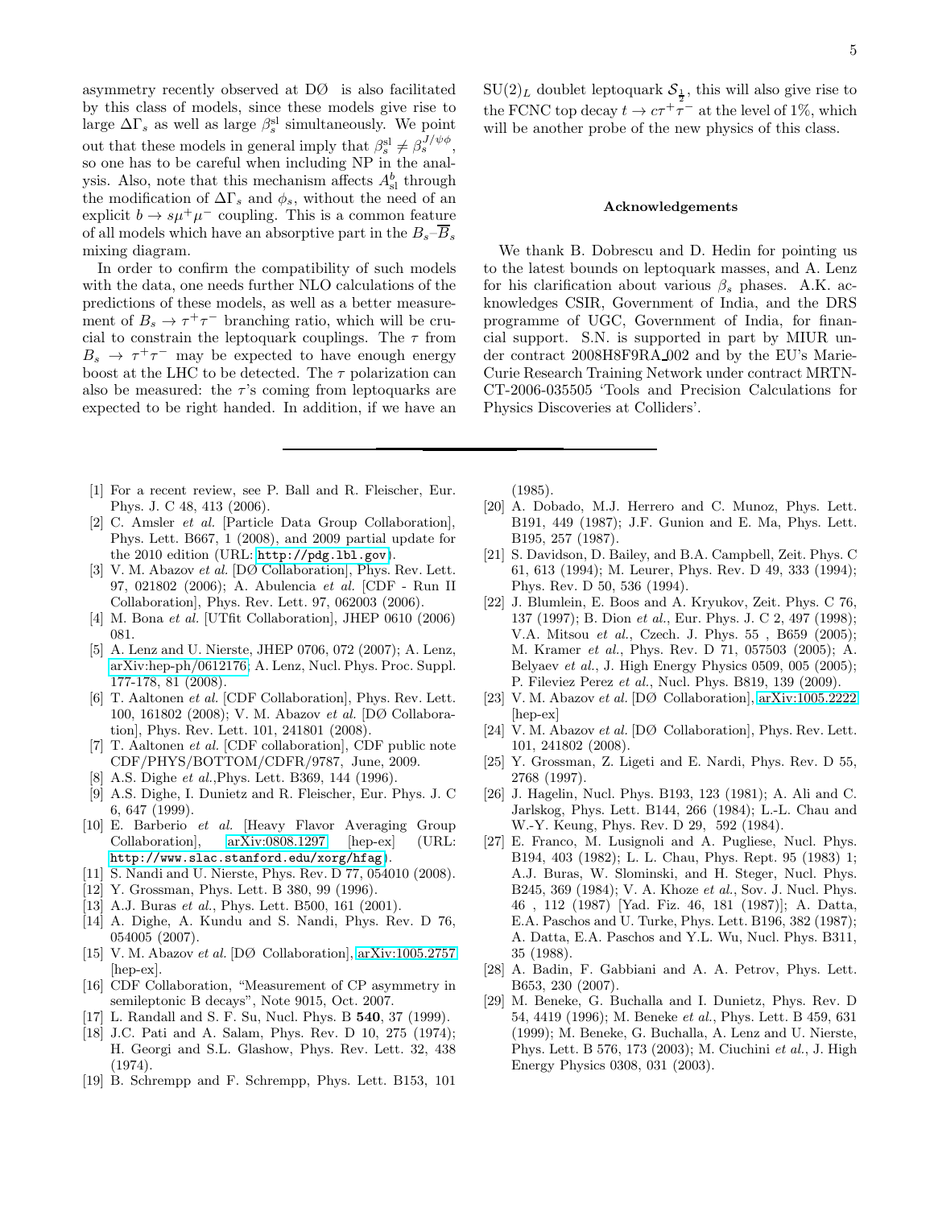asymmetry recently observed at DØ is also facilitated by this class of models, since these models give rise to large $\Delta\Gamma_s$ as well as large $\beta_s^{\rm sl}$ simultaneously. We point out that these models in general imply that $\beta_s^{\rm sl} \neq \beta_s^{J/\psi\phi}$, so one has to be careful when including NP in the analysis. Also, note that this mechanism affects $A_{\rm sl}^b$ through the modification of $\Delta\Gamma_s$ and $\phi_s$, without the need of an explicit $b \to s\mu^+\mu^-$ coupling. This is a common feature of all models which have an absorptive part in the $B_s$–$\overline{B}_s$ mixing diagram.

In order to confirm the compatibility of such models with the data, one needs further NLO calculations of the predictions of these models, as well as a better measurement of $B_s \to \tau^+\tau^-$ branching ratio, which will be crucial to constrain the leptoquark couplings. The $\tau$ from $B_s \to \tau^+\tau^-$ may be expected to have enough energy boost at the LHC to be detected. The $\tau$ polarization can also be measured: the $\tau$'s coming from leptoquarks are expected to be right handed. In addition, if we have an $SU(2)_L$ doublet leptoquark $\mathcal{S}_{\frac{1}{2}}$, this will also give rise to the FCNC top decay $t \to c\tau^+\tau^-$ at the level of 1%, which will be another probe of the new physics of this class.

## Acknowledgements

We thank B. Dobrescu and D. Hedin for pointing us to the latest bounds on leptoquark masses, and A. Lenz for his clarification about various $\beta_s$ phases. A.K. acknowledges CSIR, Government of India, and the DRS programme of UGC, Government of India, for financial support. S.N. is supported in part by MIUR under contract 2008H8F9RA_002 and by the EU's Marie-Curie Research Training Network under contract MRTN-CT-2006-035505 'Tools and Precision Calculations for Physics Discoveries at Colliders'.

---

[1] For a recent review, see P. Ball and R. Fleischer, Eur. Phys. J. C 48, 413 (2006).

[2] C. Amsler *et al.* [Particle Data Group Collaboration], Phys. Lett. B667, 1 (2008), and 2009 partial update for the 2010 edition (URL: http://pdg.lbl.gov).

[3] V. M. Abazov *et al.* [DØ Collaboration], Phys. Rev. Lett. 97, 021802 (2006); A. Abulencia *et al.* [CDF - Run II Collaboration], Phys. Rev. Lett. 97, 062003 (2006).

[4] M. Bona *et al.* [UTfit Collaboration], JHEP 0610 (2006) 081.

[5] A. Lenz and U. Nierste, JHEP 0706, 072 (2007); A. Lenz, arXiv:hep-ph/0612176; A. Lenz, Nucl. Phys. Proc. Suppl. 177-178, 81 (2008).

[6] T. Aaltonen *et al.* [CDF Collaboration], Phys. Rev. Lett. 100, 161802 (2008); V. M. Abazov *et al.* [DØ Collaboration], Phys. Rev. Lett. 101, 241801 (2008).

[7] T. Aaltonen *et al.* [CDF collaboration], CDF public note CDF/PHYS/BOTTOM/CDFR/9787, June, 2009.

[8] A.S. Dighe *et al.*,Phys. Lett. B369, 144 (1996).

[9] A.S. Dighe, I. Dunietz and R. Fleischer, Eur. Phys. J. C 6, 647 (1999).

[10] E. Barberio *et al.* [Heavy Flavor Averaging Group Collaboration], arXiv:0808.1297 [hep-ex] (URL: http://www.slac.stanford.edu/xorg/hfag).

[11] S. Nandi and U. Nierste, Phys. Rev. D 77, 054010 (2008).

[12] Y. Grossman, Phys. Lett. B 380, 99 (1996).

[13] A.J. Buras *et al.*, Phys. Lett. B500, 161 (2001).

[14] A. Dighe, A. Kundu and S. Nandi, Phys. Rev. D 76, 054005 (2007).

[15] V. M. Abazov *et al.* [DØ Collaboration], arXiv:1005.2757 [hep-ex].

[16] CDF Collaboration, "Measurement of CP asymmetry in semileptonic B decays", Note 9015, Oct. 2007.

[17] L. Randall and S. F. Su, Nucl. Phys. B **540**, 37 (1999).

[18] J.C. Pati and A. Salam, Phys. Rev. D 10, 275 (1974); H. Georgi and S.L. Glashow, Phys. Rev. Lett. 32, 438 (1974).

[19] B. Schrempp and F. Schrempp, Phys. Lett. B153, 101 (1985).

[20] A. Dobado, M.J. Herrero and C. Munoz, Phys. Lett. B191, 449 (1987); J.F. Gunion and E. Ma, Phys. Lett. B195, 257 (1987).

[21] S. Davidson, D. Bailey, and B.A. Campbell, Zeit. Phys. C 61, 613 (1994); M. Leurer, Phys. Rev. D 49, 333 (1994); Phys. Rev. D 50, 536 (1994).

[22] J. Blumlein, E. Boos and A. Kryukov, Zeit. Phys. C 76, 137 (1997); B. Dion *et al.*, Eur. Phys. J. C 2, 497 (1998); V.A. Mitsou *et al.*, Czech. J. Phys. 55 , B659 (2005); M. Kramer *et al.*, Phys. Rev. D 71, 057503 (2005); A. Belyaev *et al.*, J. High Energy Physics 0509, 005 (2005); P. Fileviez Perez *et al.*, Nucl. Phys. B819, 139 (2009).

[23] V. M. Abazov *et al.* [DØ Collaboration], arXiv:1005.2222 [hep-ex]

[24] V. M. Abazov *et al.* [DØ Collaboration], Phys. Rev. Lett. 101, 241802 (2008).

[25] Y. Grossman, Z. Ligeti and E. Nardi, Phys. Rev. D 55, 2768 (1997).

[26] J. Hagelin, Nucl. Phys. B193, 123 (1981); A. Ali and C. Jarlskog, Phys. Lett. B144, 266 (1984); L.-L. Chau and W.-Y. Keung, Phys. Rev. D 29, 592 (1984).

[27] E. Franco, M. Lusignoli and A. Pugliese, Nucl. Phys. B194, 403 (1982); L. L. Chau, Phys. Rept. 95 (1983) 1; A.J. Buras, W. Slominski, and H. Steger, Nucl. Phys. B245, 369 (1984); V. A. Khoze *et al.*, Sov. J. Nucl. Phys. 46 , 112 (1987) [Yad. Fiz. 46, 181 (1987)]; A. Datta, E.A. Paschos and U. Turke, Phys. Lett. B196, 382 (1987); A. Datta, E.A. Paschos and Y.L. Wu, Nucl. Phys. B311, 35 (1988).

[28] A. Badin, F. Gabbiani and A. A. Petrov, Phys. Lett. B653, 230 (2007).

[29] M. Beneke, G. Buchalla and I. Dunietz, Phys. Rev. D 54, 4419 (1996); M. Beneke *et al.*, Phys. Lett. B 459, 631 (1999); M. Beneke, G. Buchalla, A. Lenz and U. Nierste, Phys. Lett. B 576, 173 (2003); M. Ciuchini *et al.*, J. High Energy Physics 0308, 031 (2003).